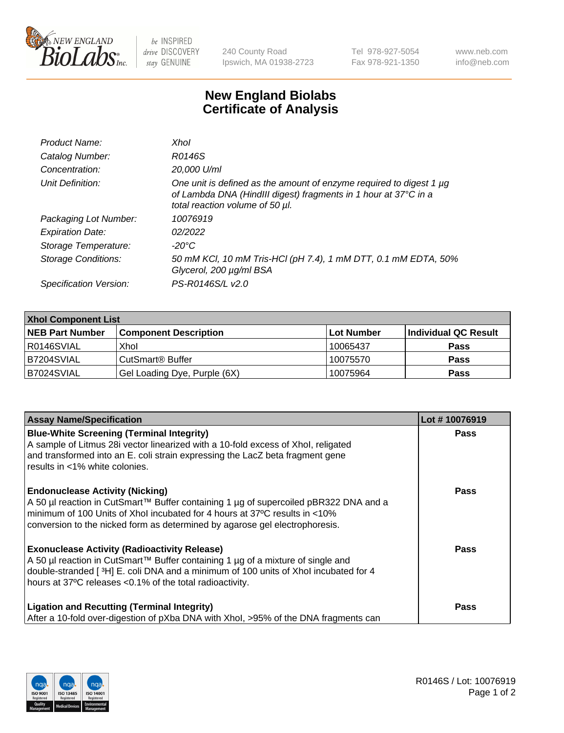# New England Biolabs Certificate of Analysis

| | |
|---|---|
| *Product Name:* | *XhoI* |
| *Catalog Number:* | *R0146S* |
| *Concentration:* | *20,000 U/ml* |
| *Unit Definition:* | *One unit is defined as the amount of enzyme required to digest 1 µg of Lambda DNA (HindIII digest) fragments in 1 hour at 37°C in a total reaction volume of 50 µl.* |
| *Packaging Lot Number:* | *10076919* |
| *Expiration Date:* | *02/2022* |
| *Storage Temperature:* | *-20°C* |
| *Storage Conditions:* | *50 mM KCl, 10 mM Tris-HCl (pH 7.4), 1 mM DTT, 0.1 mM EDTA, 50% Glycerol, 200 µg/ml BSA* |
| *Specification Version:* | *PS-R0146S/L v2.0* |

| XhoI Component List | | | |
|---|---|---|---|
| **NEB Part Number** | **Component Description** | **Lot Number** | **Individual QC Result** |
| R0146SVIAL | XhoI | 10065437 | **Pass** |
| B7204SVIAL | CutSmart® Buffer | 10075570 | **Pass** |
| B7024SVIAL | Gel Loading Dye, Purple (6X) | 10075964 | **Pass** |

| Assay Name/Specification | Lot # 10076919 |
|---|---|
| **Blue-White Screening (Terminal Integrity)**<br>A sample of Litmus 28i vector linearized with a 10-fold excess of XhoI, religated and transformed into an E. coli strain expressing the LacZ beta fragment gene results in <1% white colonies. | **Pass** |
| **Endonuclease Activity (Nicking)**<br>A 50 µl reaction in CutSmart™ Buffer containing 1 µg of supercoiled pBR322 DNA and a minimum of 100 Units of XhoI incubated for 4 hours at 37ºC results in <10% conversion to the nicked form as determined by agarose gel electrophoresis. | **Pass** |
| **Exonuclease Activity (Radioactivity Release)**<br>A 50 µl reaction in CutSmart™ Buffer containing 1 µg of a mixture of single and double-stranded [ $^{3}$H] E. coli DNA and a minimum of 100 units of XhoI incubated for 4 hours at 37ºC releases <0.1% of the total radioactivity. | **Pass** |
| **Ligation and Recutting (Terminal Integrity)**<br>After a 10-fold over-digestion of pXba DNA with XhoI, >95% of the DNA fragments can | **Pass** |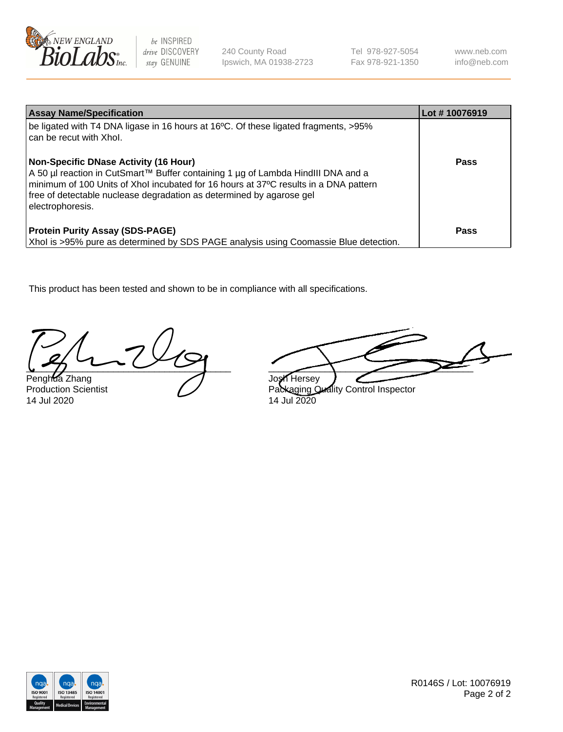| Assay Name/Specification | Lot # 10076919 |
|---|---|
| be ligated with T4 DNA ligase in 16 hours at 16ºC. Of these ligated fragments, >95% can be recut with XhoI. | |
| **Non-Specific DNase Activity (16 Hour)**<br>A 50 µl reaction in CutSmart™ Buffer containing 1 µg of Lambda HindIII DNA and a minimum of 100 Units of XhoI incubated for 16 hours at 37ºC results in a DNA pattern free of detectable nuclease degradation as determined by agarose gel electrophoresis. | **Pass** |
| **Protein Purity Assay (SDS-PAGE)**<br>XhoI is >95% pure as determined by SDS PAGE analysis using Coomassie Blue detection. | **Pass** |

This product has been tested and shown to be in compliance with all specifications.

Penghua Zhang
Production Scientist
14 Jul 2020

Josh Hersey
Packaging Quality Control Inspector
14 Jul 2020

R0146S / Lot: 10076919